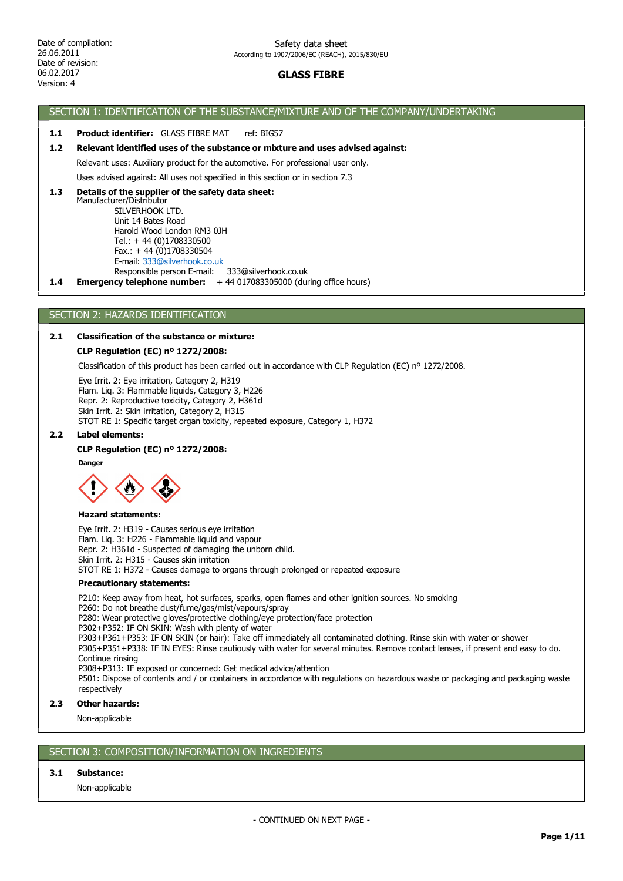Date of compilation:
26.06.2011
Date of revision:
06.02.2017
Version: 4

Safety data sheet
According to 1907/2006/EC (REACH), 2015/830/EU

# GLASS FIBRE

## SECTION 1: IDENTIFICATION OF THE SUBSTANCE/MIXTURE AND OF THE COMPANY/UNDERTAKING

**1.1 Product identifier:** GLASS FIBRE MAT ref: BIG57

**1.2 Relevant identified uses of the substance or mixture and uses advised against:**

Relevant uses: Auxiliary product for the automotive. For professional user only.

Uses advised against: All uses not specified in this section or in section 7.3

**1.3 Details of the supplier of the safety data sheet:**

Manufacturer/Distributor

SILVERHOOK LTD.
Unit 14 Bates Road
Harold Wood London RM3 0JH
Tel.: + 44 (0)1708330500
Fax.: + 44 (0)1708330504
E-mail: 333@silverhook.co.uk
Responsible person E-mail: 333@silverhook.co.uk

**1.4 Emergency telephone number:** + 44 017083305000 (during office hours)

## SECTION 2: HAZARDS IDENTIFICATION

**2.1 Classification of the substance or mixture:**

**CLP Regulation (EC) nº 1272/2008:**

Classification of this product has been carried out in accordance with CLP Regulation (EC) nº 1272/2008.

Eye Irrit. 2: Eye irritation, Category 2, H319
Flam. Liq. 3: Flammable liquids, Category 3, H226
Repr. 2: Reproductive toxicity, Category 2, H361d
Skin Irrit. 2: Skin irritation, Category 2, H315
STOT RE 1: Specific target organ toxicity, repeated exposure, Category 1, H372

**2.2 Label elements:**

**CLP Regulation (EC) nº 1272/2008:**

**Danger**

**Hazard statements:**

Eye Irrit. 2: H319 - Causes serious eye irritation
Flam. Liq. 3: H226 - Flammable liquid and vapour
Repr. 2: H361d - Suspected of damaging the unborn child.
Skin Irrit. 2: H315 - Causes skin irritation
STOT RE 1: H372 - Causes damage to organs through prolonged or repeated exposure

**Precautionary statements:**

P210: Keep away from heat, hot surfaces, sparks, open flames and other ignition sources. No smoking
P260: Do not breathe dust/fume/gas/mist/vapours/spray
P280: Wear protective gloves/protective clothing/eye protection/face protection
P302+P352: IF ON SKIN: Wash with plenty of water
P303+P361+P353: IF ON SKIN (or hair): Take off immediately all contaminated clothing. Rinse skin with water or shower
P305+P351+P338: IF IN EYES: Rinse cautiously with water for several minutes. Remove contact lenses, if present and easy to do. Continue rinsing
P308+P313: IF exposed or concerned: Get medical advice/attention
P501: Dispose of contents and / or containers in accordance with regulations on hazardous waste or packaging and packaging waste respectively

**2.3 Other hazards:**

Non-applicable

## SECTION 3: COMPOSITION/INFORMATION ON INGREDIENTS

**3.1 Substance:**

Non-applicable

- CONTINUED ON NEXT PAGE -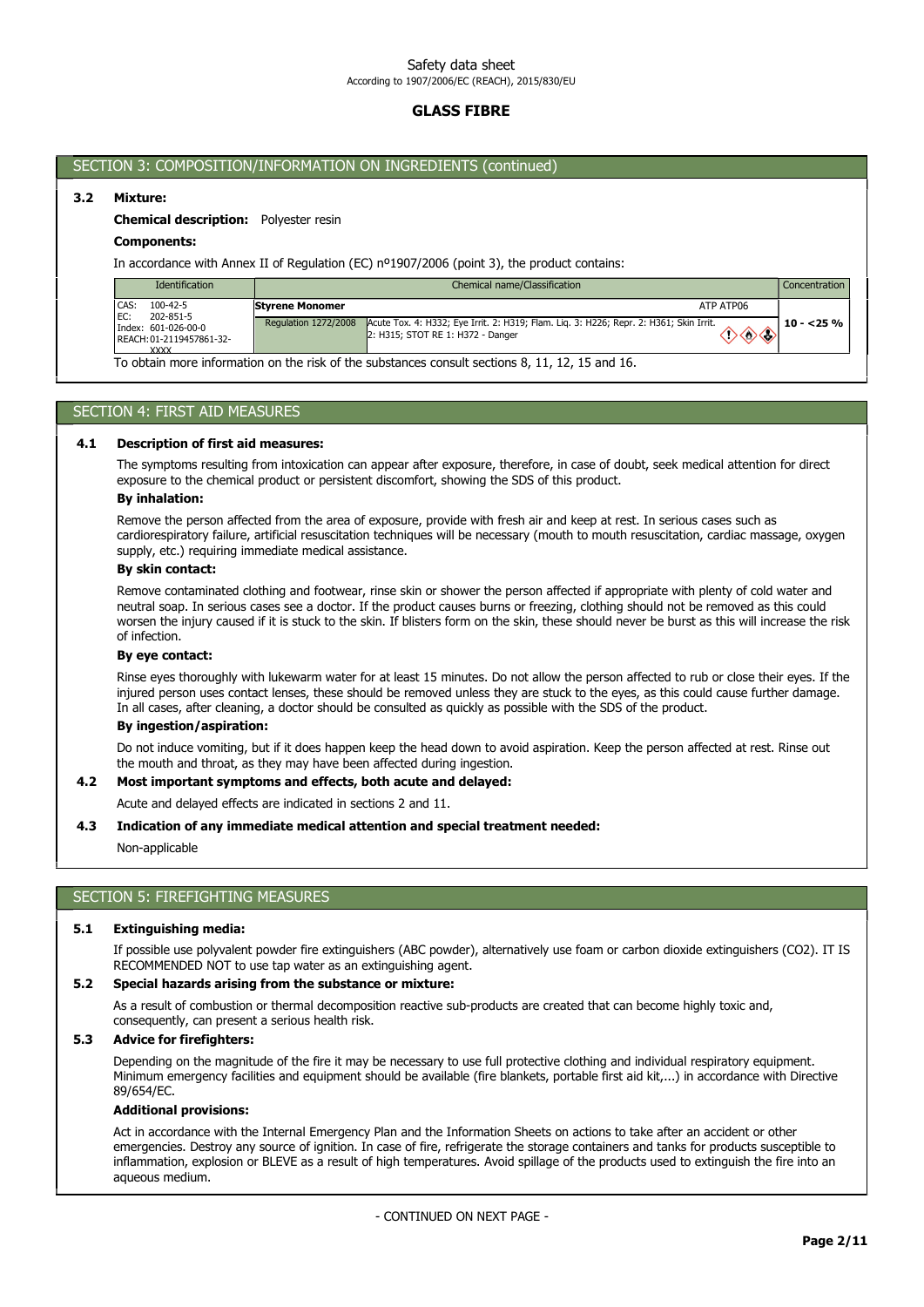## SECTION 3: COMPOSITION/INFORMATION ON INGREDIENTS (continued)

### 3.2 Mixture:

**Chemical description:** Polyester resin

**Components:**

In accordance with Annex II of Regulation (EC) nº1907/2006 (point 3), the product contains:

| Identification | Chemical name/Classification | | Concentration |
|---|---|---|---|
| CAS: 100-42-5<br>EC: 202-851-5<br>Index: 601-026-00-0<br>REACH: 01-2119457861-32-XXXX | **Styrene Monomer** | ATP ATP06 | 10 - <25 % |
| | Regulation 1272/2008 | Acute Tox. 4: H332; Eye Irrit. 2: H319; Flam. Liq. 3: H226; Repr. 2: H361; Skin Irrit. 2: H315; STOT RE 1: H372 - Danger | |

To obtain more information on the risk of the substances consult sections 8, 11, 12, 15 and 16.

## SECTION 4: FIRST AID MEASURES

### 4.1 Description of first aid measures:

The symptoms resulting from intoxication can appear after exposure, therefore, in case of doubt, seek medical attention for direct exposure to the chemical product or persistent discomfort, showing the SDS of this product.

**By inhalation:**

Remove the person affected from the area of exposure, provide with fresh air and keep at rest. In serious cases such as cardiorespiratory failure, artificial resuscitation techniques will be necessary (mouth to mouth resuscitation, cardiac massage, oxygen supply, etc.) requiring immediate medical assistance.

**By skin contact:**

Remove contaminated clothing and footwear, rinse skin or shower the person affected if appropriate with plenty of cold water and neutral soap. In serious cases see a doctor. If the product causes burns or freezing, clothing should not be removed as this could worsen the injury caused if it is stuck to the skin. If blisters form on the skin, these should never be burst as this will increase the risk of infection.

**By eye contact:**

Rinse eyes thoroughly with lukewarm water for at least 15 minutes. Do not allow the person affected to rub or close their eyes. If the injured person uses contact lenses, these should be removed unless they are stuck to the eyes, as this could cause further damage. In all cases, after cleaning, a doctor should be consulted as quickly as possible with the SDS of the product.

**By ingestion/aspiration:**

Do not induce vomiting, but if it does happen keep the head down to avoid aspiration. Keep the person affected at rest. Rinse out the mouth and throat, as they may have been affected during ingestion.

### 4.2 Most important symptoms and effects, both acute and delayed:

Acute and delayed effects are indicated in sections 2 and 11.

### 4.3 Indication of any immediate medical attention and special treatment needed:

Non-applicable

## SECTION 5: FIREFIGHTING MEASURES

### 5.1 Extinguishing media:

If possible use polyvalent powder fire extinguishers (ABC powder), alternatively use foam or carbon dioxide extinguishers ($CO_2$). IT IS RECOMMENDED NOT to use tap water as an extinguishing agent.

### 5.2 Special hazards arising from the substance or mixture:

As a result of combustion or thermal decomposition reactive sub-products are created that can become highly toxic and, consequently, can present a serious health risk.

### 5.3 Advice for firefighters:

Depending on the magnitude of the fire it may be necessary to use full protective clothing and individual respiratory equipment. Minimum emergency facilities and equipment should be available (fire blankets, portable first aid kit,...) in accordance with Directive 89/654/EC.

**Additional provisions:**

Act in accordance with the Internal Emergency Plan and the Information Sheets on actions to take after an accident or other emergencies. Destroy any source of ignition. In case of fire, refrigerate the storage containers and tanks for products susceptible to inflammation, explosion or BLEVE as a result of high temperatures. Avoid spillage of the products used to extinguish the fire into an aqueous medium.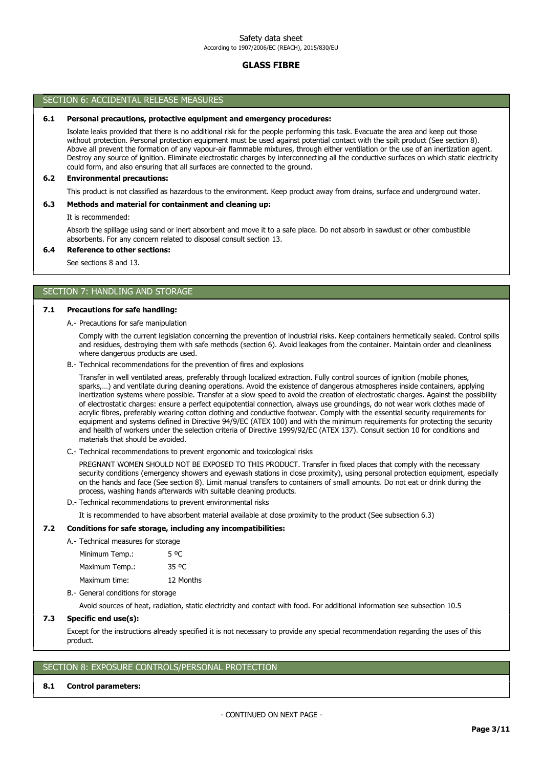## SECTION 6: ACCIDENTAL RELEASE MEASURES

### 6.1 Personal precautions, protective equipment and emergency procedures:

Isolate leaks provided that there is no additional risk for the people performing this task. Evacuate the area and keep out those without protection. Personal protection equipment must be used against potential contact with the spilt product (See section 8). Above all prevent the formation of any vapour-air flammable mixtures, through either ventilation or the use of an inertization agent. Destroy any source of ignition. Eliminate electrostatic charges by interconnecting all the conductive surfaces on which static electricity could form, and also ensuring that all surfaces are connected to the ground.

### 6.2 Environmental precautions:

This product is not classified as hazardous to the environment. Keep product away from drains, surface and underground water.

### 6.3 Methods and material for containment and cleaning up:

It is recommended:

Absorb the spillage using sand or inert absorbent and move it to a safe place. Do not absorb in sawdust or other combustible absorbents. For any concern related to disposal consult section 13.

### 6.4 Reference to other sections:

See sections 8 and 13.

## SECTION 7: HANDLING AND STORAGE

### 7.1 Precautions for safe handling:

A.- Precautions for safe manipulation

Comply with the current legislation concerning the prevention of industrial risks. Keep containers hermetically sealed. Control spills and residues, destroying them with safe methods (section 6). Avoid leakages from the container. Maintain order and cleanliness where dangerous products are used.

B.- Technical recommendations for the prevention of fires and explosions

Transfer in well ventilated areas, preferably through localized extraction. Fully control sources of ignition (mobile phones, sparks,…) and ventilate during cleaning operations. Avoid the existence of dangerous atmospheres inside containers, applying inertization systems where possible. Transfer at a slow speed to avoid the creation of electrostatic charges. Against the possibility of electrostatic charges: ensure a perfect equipotential connection, always use groundings, do not wear work clothes made of acrylic fibres, preferably wearing cotton clothing and conductive footwear. Comply with the essential security requirements for equipment and systems defined in Directive 94/9/EC (ATEX 100) and with the minimum requirements for protecting the security and health of workers under the selection criteria of Directive 1999/92/EC (ATEX 137). Consult section 10 for conditions and materials that should be avoided.

C.- Technical recommendations to prevent ergonomic and toxicological risks

PREGNANT WOMEN SHOULD NOT BE EXPOSED TO THIS PRODUCT. Transfer in fixed places that comply with the necessary security conditions (emergency showers and eyewash stations in close proximity), using personal protection equipment, especially on the hands and face (See section 8). Limit manual transfers to containers of small amounts. Do not eat or drink during the process, washing hands afterwards with suitable cleaning products.

D.- Technical recommendations to prevent environmental risks

It is recommended to have absorbent material available at close proximity to the product (See subsection 6.3)

### 7.2 Conditions for safe storage, including any incompatibilities:

A.- Technical measures for storage

| | |
|---|---|
| Minimum Temp.: | 5 ºC |
| Maximum Temp.: | 35 ºC |
| Maximum time: | 12 Months |

B.- General conditions for storage

Avoid sources of heat, radiation, static electricity and contact with food. For additional information see subsection 10.5

### 7.3 Specific end use(s):

Except for the instructions already specified it is not necessary to provide any special recommendation regarding the uses of this product.

## SECTION 8: EXPOSURE CONTROLS/PERSONAL PROTECTION

### 8.1 Control parameters: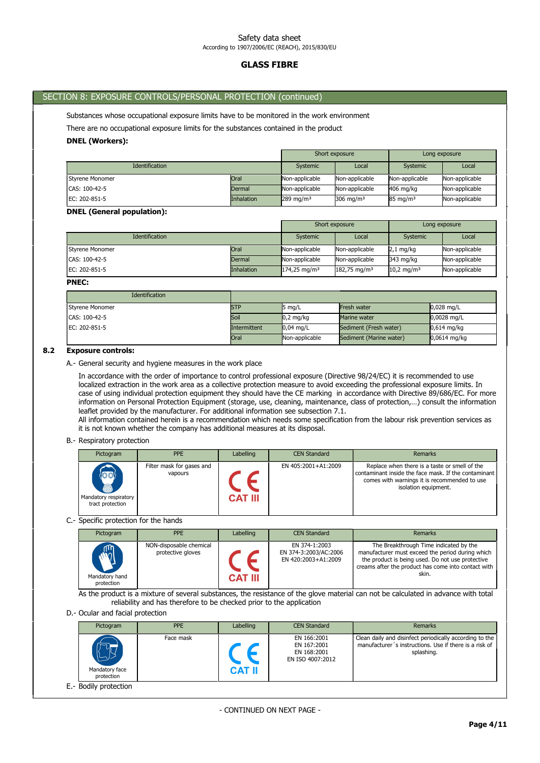## SECTION 8: EXPOSURE CONTROLS/PERSONAL PROTECTION (continued)

Substances whose occupational exposure limits have to be monitored in the work environment

There are no occupational exposure limits for the substances contained in the product

**DNEL (Workers):**

| Identification | | Short exposure | | Long exposure | |
|---|---|---|---|---|---|
| | | Systemic | Local | Systemic | Local |
| Styrene Monomer | Oral | Non-applicable | Non-applicable | Non-applicable | Non-applicable |
| CAS: 100-42-5 | Dermal | Non-applicable | Non-applicable | 406 mg/kg | Non-applicable |
| EC: 202-851-5 | Inhalation | 289 mg/m³ | 306 mg/m³ | 85 mg/m³ | Non-applicable |

**DNEL (General population):**

| Identification | | Short exposure | | Long exposure | |
|---|---|---|---|---|---|
| | | Systemic | Local | Systemic | Local |
| Styrene Monomer | Oral | Non-applicable | Non-applicable | 2,1 mg/kg | Non-applicable |
| CAS: 100-42-5 | Dermal | Non-applicable | Non-applicable | 343 mg/kg | Non-applicable |
| EC: 202-851-5 | Inhalation | 174,25 mg/m³ | 182,75 mg/m³ | 10,2 mg/m³ | Non-applicable |

**PNEC:**

| Identification | | | | |
|---|---|---|---|---|
| Styrene Monomer | STP | 5 mg/L | Fresh water | 0,028 mg/L |
| CAS: 100-42-5 | Soil | 0,2 mg/kg | Marine water | 0,0028 mg/L |
| EC: 202-851-5 | Intermittent | 0,04 mg/L | Sediment (Fresh water) | 0,614 mg/kg |
| | Oral | Non-applicable | Sediment (Marine water) | 0,0614 mg/kg |

### 8.2 Exposure controls:

A.- General security and hygiene measures in the work place

In accordance with the order of importance to control professional exposure (Directive 98/24/EC) it is recommended to use localized extraction in the work area as a collective protection measure to avoid exceeding the professional exposure limits. In case of using individual protection equipment they should have the CE marking in accordance with Directive 89/686/EC. For more information on Personal Protection Equipment (storage, use, cleaning, maintenance, class of protection,…) consult the information leaflet provided by the manufacturer. For additional information see subsection 7.1.
All information contained herein is a recommendation which needs some specification from the labour risk prevention services as it is not known whether the company has additional measures at its disposal.

B.- Respiratory protection

| Pictogram | PPE | Labelling | CEN Standard | Remarks |
|---|---|---|---|---|
| Mandatory respiratory tract protection | Filter mask for gases and vapours | CE CAT III | EN 405:2001+A1:2009 | Replace when there is a taste or smell of the contaminant inside the face mask. If the contaminant comes with warnings it is recommended to use isolation equipment. |

C.- Specific protection for the hands

| Pictogram | PPE | Labelling | CEN Standard | Remarks |
|---|---|---|---|---|
| Mandatory hand protection | NON-disposable chemical protective gloves | CE CAT III | EN 374-1:2003<br>EN 374-3:2003/AC:2006<br>EN 420:2003+A1:2009 | The Breakthrough Time indicated by the manufacturer must exceed the period during which the product is being used. Do not use protective creams after the product has come into contact with skin. |

As the product is a mixture of several substances, the resistance of the glove material can not be calculated in advance with total reliability and has therefore to be checked prior to the application

D.- Ocular and facial protection

| Pictogram | PPE | Labelling | CEN Standard | Remarks |
|---|---|---|---|---|
| Mandatory face protection | Face mask | CE CAT II | EN 166:2001<br>EN 167:2001<br>EN 168:2001<br>EN ISO 4007:2012 | Clean daily and disinfect periodically according to the manufacturer´s instructions. Use if there is a risk of splashing. |

E.- Bodily protection

- CONTINUED ON NEXT PAGE -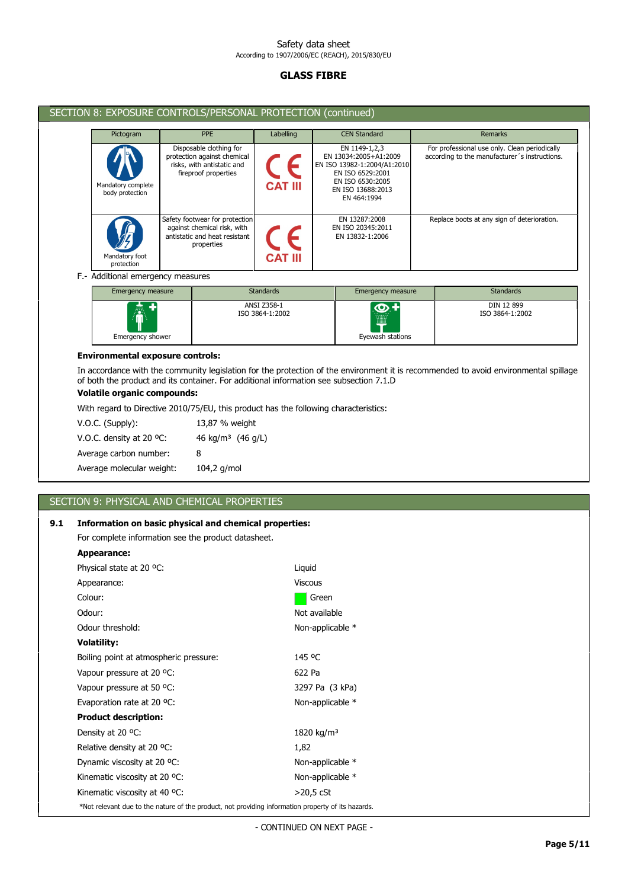## SECTION 8: EXPOSURE CONTROLS/PERSONAL PROTECTION (continued)

| Pictogram | PPE | Labelling | CEN Standard | Remarks |
|---|---|---|---|---|
| Mandatory complete body protection | Disposable clothing for protection against chemical risks, with antistatic and fireproof properties | CE CAT III | EN 1149-1,2,3<br>EN 13034:2005+A1:2009<br>EN ISO 13982-1:2004/A1:2010<br>EN ISO 6529:2001<br>EN ISO 6530:2005<br>EN ISO 13688:2013<br>EN 464:1994 | For professional use only. Clean periodically according to the manufacturer´s instructions. |
| Mandatory foot protection | Safety footwear for protection against chemical risk, with antistatic and heat resistant properties | CE CAT III | EN 13287:2008<br>EN ISO 20345:2011<br>EN 13832-1:2006 | Replace boots at any sign of deterioration. |

F.- Additional emergency measures

| Emergency measure | Standards | Emergency measure | Standards |
|---|---|---|---|
| Emergency shower | ANSI Z358-1<br>ISO 3864-1:2002 | Eyewash stations | DIN 12 899<br>ISO 3864-1:2002 |

**Environmental exposure controls:**

In accordance with the community legislation for the protection of the environment it is recommended to avoid environmental spillage of both the product and its container. For additional information see subsection 7.1.D

**Volatile organic compounds:**

With regard to Directive 2010/75/EU, this product has the following characteristics:

| | |
|---|---|
| V.O.C. (Supply): | 13,87 % weight |
| V.O.C. density at 20 ºC: | 46 kg/m³ (46 g/L) |
| Average carbon number: | 8 |
| Average molecular weight: | 104,2 g/mol |

## SECTION 9: PHYSICAL AND CHEMICAL PROPERTIES

**9.1 Information on basic physical and chemical properties:**

For complete information see the product datasheet.

**Appearance:**

| | |
|---|---|
| Physical state at 20 ºC: | Liquid |
| Appearance: | Viscous |
| Colour: | Green |
| Odour: | Not available |
| Odour threshold: | Non-applicable * |

**Volatility:**

| | |
|---|---|
| Boiling point at atmospheric pressure: | 145 ºC |
| Vapour pressure at 20 ºC: | 622 Pa |
| Vapour pressure at 50 ºC: | 3297 Pa (3 kPa) |
| Evaporation rate at 20 ºC: | Non-applicable * |

**Product description:**

| | |
|---|---|
| Density at 20 ºC: | 1820 kg/m³ |
| Relative density at 20 ºC: | 1,82 |
| Dynamic viscosity at 20 ºC: | Non-applicable * |
| Kinematic viscosity at 20 ºC: | Non-applicable * |
| Kinematic viscosity at 40 ºC: | >20,5 cSt |

*Not relevant due to the nature of the product, not providing information property of its hazards.

- CONTINUED ON NEXT PAGE -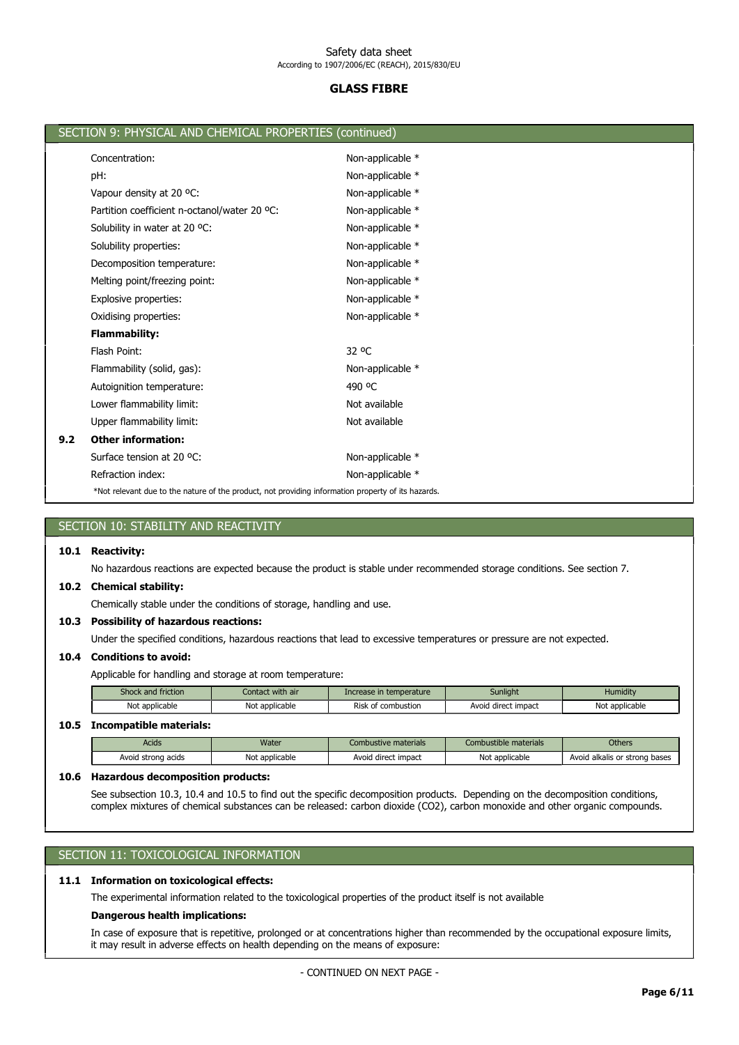## SECTION 9: PHYSICAL AND CHEMICAL PROPERTIES (continued)

| | |
|---|---|
| Concentration: | Non-applicable * |
| pH: | Non-applicable * |
| Vapour density at 20 ºC: | Non-applicable * |
| Partition coefficient n-octanol/water 20 ºC: | Non-applicable * |
| Solubility in water at 20 ºC: | Non-applicable * |
| Solubility properties: | Non-applicable * |
| Decomposition temperature: | Non-applicable * |
| Melting point/freezing point: | Non-applicable * |
| Explosive properties: | Non-applicable * |
| Oxidising properties: | Non-applicable * |
| **Flammability:** | |
| Flash Point: | 32 ºC |
| Flammability (solid, gas): | Non-applicable * |
| Autoignition temperature: | 490 ºC |
| Lower flammability limit: | Not available |
| Upper flammability limit: | Not available |

**9.2 Other information:**

| | |
|---|---|
| Surface tension at 20 ºC: | Non-applicable * |
| Refraction index: | Non-applicable * |

*Not relevant due to the nature of the product, not providing information property of its hazards.

## SECTION 10: STABILITY AND REACTIVITY

**10.1 Reactivity:**

No hazardous reactions are expected because the product is stable under recommended storage conditions. See section 7.

**10.2 Chemical stability:**

Chemically stable under the conditions of storage, handling and use.

**10.3 Possibility of hazardous reactions:**

Under the specified conditions, hazardous reactions that lead to excessive temperatures or pressure are not expected.

**10.4 Conditions to avoid:**

Applicable for handling and storage at room temperature:

| Shock and friction | Contact with air | Increase in temperature | Sunlight | Humidity |
|---|---|---|---|---|
| Not applicable | Not applicable | Risk of combustion | Avoid direct impact | Not applicable |

**10.5 Incompatible materials:**

| Acids | Water | Combustive materials | Combustible materials | Others |
|---|---|---|---|---|
| Avoid strong acids | Not applicable | Avoid direct impact | Not applicable | Avoid alkalis or strong bases |

**10.6 Hazardous decomposition products:**

See subsection 10.3, 10.4 and 10.5 to find out the specific decomposition products. Depending on the decomposition conditions, complex mixtures of chemical substances can be released: carbon dioxide ($CO_2$), carbon monoxide and other organic compounds.

## SECTION 11: TOXICOLOGICAL INFORMATION

**11.1 Information on toxicological effects:**

The experimental information related to the toxicological properties of the product itself is not available

**Dangerous health implications:**

In case of exposure that is repetitive, prolonged or at concentrations higher than recommended by the occupational exposure limits, it may result in adverse effects on health depending on the means of exposure:

- CONTINUED ON NEXT PAGE -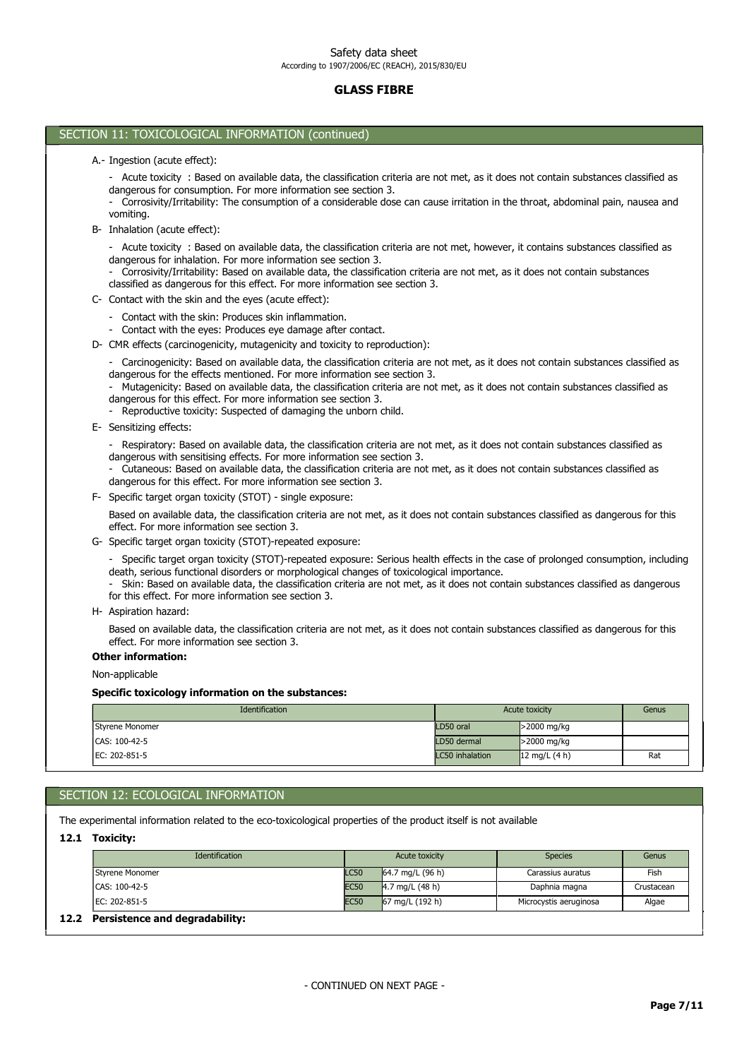## SECTION 11: TOXICOLOGICAL INFORMATION (continued)

A.- Ingestion (acute effect):

- Acute toxicity : Based on available data, the classification criteria are not met, as it does not contain substances classified as dangerous for consumption. For more information see section 3.
- Corrosivity/Irritability: The consumption of a considerable dose can cause irritation in the throat, abdominal pain, nausea and vomiting.

B- Inhalation (acute effect):

- Acute toxicity : Based on available data, the classification criteria are not met, however, it contains substances classified as dangerous for inhalation. For more information see section 3.
- Corrosivity/Irritability: Based on available data, the classification criteria are not met, as it does not contain substances classified as dangerous for this effect. For more information see section 3.

C- Contact with the skin and the eyes (acute effect):

- Contact with the skin: Produces skin inflammation.
- Contact with the eyes: Produces eye damage after contact.

D- CMR effects (carcinogenicity, mutagenicity and toxicity to reproduction):

- Carcinogenicity: Based on available data, the classification criteria are not met, as it does not contain substances classified as dangerous for the effects mentioned. For more information see section 3.
- Mutagenicity: Based on available data, the classification criteria are not met, as it does not contain substances classified as dangerous for this effect. For more information see section 3.
- Reproductive toxicity: Suspected of damaging the unborn child.

E- Sensitizing effects:

- Respiratory: Based on available data, the classification criteria are not met, as it does not contain substances classified as dangerous with sensitising effects. For more information see section 3.
- Cutaneous: Based on available data, the classification criteria are not met, as it does not contain substances classified as dangerous for this effect. For more information see section 3.

F- Specific target organ toxicity (STOT) - single exposure:

Based on available data, the classification criteria are not met, as it does not contain substances classified as dangerous for this effect. For more information see section 3.

G- Specific target organ toxicity (STOT)-repeated exposure:

- Specific target organ toxicity (STOT)-repeated exposure: Serious health effects in the case of prolonged consumption, including death, serious functional disorders or morphological changes of toxicological importance.
- Skin: Based on available data, the classification criteria are not met, as it does not contain substances classified as dangerous for this effect. For more information see section 3.

H- Aspiration hazard:

Based on available data, the classification criteria are not met, as it does not contain substances classified as dangerous for this effect. For more information see section 3.

**Other information:**

Non-applicable

**Specific toxicology information on the substances:**

| Identification | Acute toxicity | | Genus |
|---|---|---|---|
| Styrene Monomer | LD50 oral | >2000 mg/kg | |
| CAS: 100-42-5 | LD50 dermal | >2000 mg/kg | |
| EC: 202-851-5 | LC50 inhalation | 12 mg/L (4 h) | Rat |

## SECTION 12: ECOLOGICAL INFORMATION

The experimental information related to the eco-toxicological properties of the product itself is not available

### 12.1 Toxicity:

| Identification | Acute toxicity | | Species | Genus |
|---|---|---|---|---|
| Styrene Monomer | LC50 | 64.7 mg/L (96 h) | Carassius auratus | Fish |
| CAS: 100-42-5 | EC50 | 4.7 mg/L (48 h) | Daphnia magna | Crustacean |
| EC: 202-851-5 | EC50 | 67 mg/L (192 h) | Microcystis aeruginosa | Algae |

### 12.2 Persistence and degradability: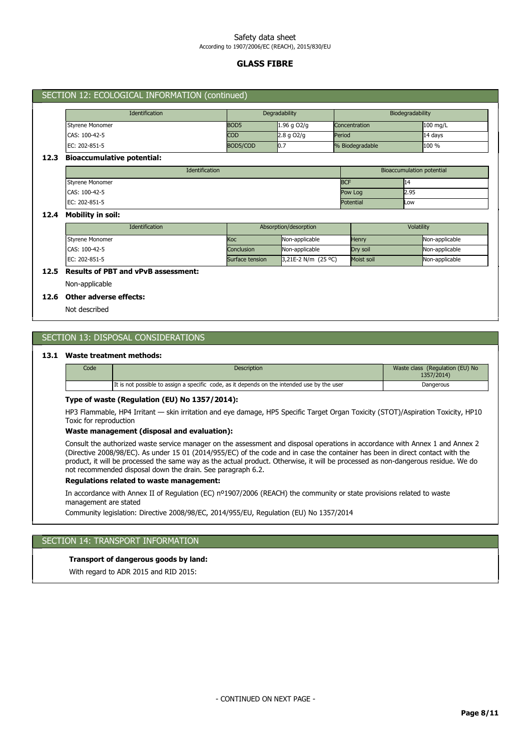## SECTION 12: ECOLOGICAL INFORMATION (continued)

| Identification | Degradability | | Biodegradability | |
|---|---|---|---|---|
| Styrene Monomer | BOD5 | 1.96 g O2/g | Concentration | 100 mg/L |
| CAS: 100-42-5 | COD | 2.8 g O2/g | Period | 14 days |
| EC: 202-851-5 | BOD5/COD | 0.7 | % Biodegradable | 100 % |

### 12.3 Bioaccumulative potential:

| Identification | Bioaccumulation potential | |
|---|---|---|
| Styrene Monomer | BCF | 14 |
| CAS: 100-42-5 | Pow Log | 2.95 |
| EC: 202-851-5 | Potential | Low |

### 12.4 Mobility in soil:

| Identification | Absorption/desorption | | Volatility | |
|---|---|---|---|---|
| Styrene Monomer | Koc | Non-applicable | Henry | Non-applicable |
| CAS: 100-42-5 | Conclusion | Non-applicable | Dry soil | Non-applicable |
| EC: 202-851-5 | Surface tension | 3,21E-2 N/m (25 ºC) | Moist soil | Non-applicable |

### 12.5 Results of PBT and vPvB assessment:

Non-applicable

### 12.6 Other adverse effects:

Not described

## SECTION 13: DISPOSAL CONSIDERATIONS

### 13.1 Waste treatment methods:

| Code | Description | Waste class (Regulation (EU) No 1357/2014) |
|---|---|---|
| | It is not possible to assign a specific code, as it depends on the intended use by the user | Dangerous |

**Type of waste (Regulation (EU) No 1357/2014):**

HP3 Flammable, HP4 Irritant — skin irritation and eye damage, HP5 Specific Target Organ Toxicity (STOT)/Aspiration Toxicity, HP10 Toxic for reproduction

**Waste management (disposal and evaluation):**

Consult the authorized waste service manager on the assessment and disposal operations in accordance with Annex 1 and Annex 2 (Directive 2008/98/EC). As under 15 01 (2014/955/EC) of the code and in case the container has been in direct contact with the product, it will be processed the same way as the actual product. Otherwise, it will be processed as non-dangerous residue. We do not recommended disposal down the drain. See paragraph 6.2.

**Regulations related to waste management:**

In accordance with Annex II of Regulation (EC) nº1907/2006 (REACH) the community or state provisions related to waste management are stated

Community legislation: Directive 2008/98/EC, 2014/955/EU, Regulation (EU) No 1357/2014

## SECTION 14: TRANSPORT INFORMATION

**Transport of dangerous goods by land:**

With regard to ADR 2015 and RID 2015: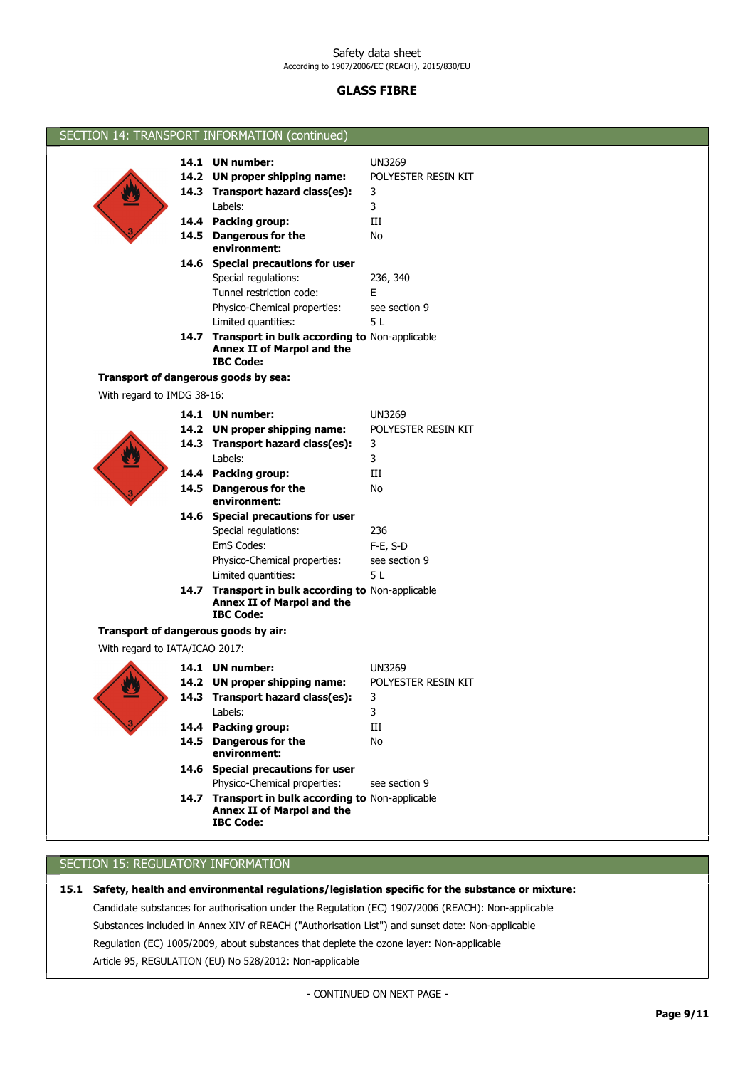## SECTION 14: TRANSPORT INFORMATION (continued)

| | | |
|---|---|---|
| **14.1** | **UN number:** | UN3269 |
| **14.2** | **UN proper shipping name:** | POLYESTER RESIN KIT |
| **14.3** | **Transport hazard class(es):** | 3 |
| | Labels: | 3 |
| **14.4** | **Packing group:** | III |
| **14.5** | **Dangerous for the environment:** | No |
| **14.6** | **Special precautions for user** | |
| | Special regulations: | 236, 340 |
| | Tunnel restriction code: | E |
| | Physico-Chemical properties: | see section 9 |
| | Limited quantities: | 5 L |
| **14.7** | **Transport in bulk according to Annex II of Marpol and the IBC Code:** | Non-applicable |

**Transport of dangerous goods by sea:**

With regard to IMDG 38-16:

| | | |
|---|---|---|
| **14.1** | **UN number:** | UN3269 |
| **14.2** | **UN proper shipping name:** | POLYESTER RESIN KIT |
| **14.3** | **Transport hazard class(es):** | 3 |
| | Labels: | 3 |
| **14.4** | **Packing group:** | III |
| **14.5** | **Dangerous for the environment:** | No |
| **14.6** | **Special precautions for user** | |
| | Special regulations: | 236 |
| | EmS Codes: | F-E, S-D |
| | Physico-Chemical properties: | see section 9 |
| | Limited quantities: | 5 L |
| **14.7** | **Transport in bulk according to Annex II of Marpol and the IBC Code:** | Non-applicable |

**Transport of dangerous goods by air:**

With regard to IATA/ICAO 2017:

| | | |
|---|---|---|
| **14.1** | **UN number:** | UN3269 |
| **14.2** | **UN proper shipping name:** | POLYESTER RESIN KIT |
| **14.3** | **Transport hazard class(es):** | 3 |
| | Labels: | 3 |
| **14.4** | **Packing group:** | III |
| **14.5** | **Dangerous for the environment:** | No |
| **14.6** | **Special precautions for user** | |
| | Physico-Chemical properties: | see section 9 |
| **14.7** | **Transport in bulk according to Annex II of Marpol and the IBC Code:** | Non-applicable |

## SECTION 15: REGULATORY INFORMATION

**15.1 Safety, health and environmental regulations/legislation specific for the substance or mixture:**

Candidate substances for authorisation under the Regulation (EC) 1907/2006 (REACH): Non-applicable

Substances included in Annex XIV of REACH ("Authorisation List") and sunset date: Non-applicable

Regulation (EC) 1005/2009, about substances that deplete the ozone layer: Non-applicable

Article 95, REGULATION (EU) No 528/2012: Non-applicable

- CONTINUED ON NEXT PAGE -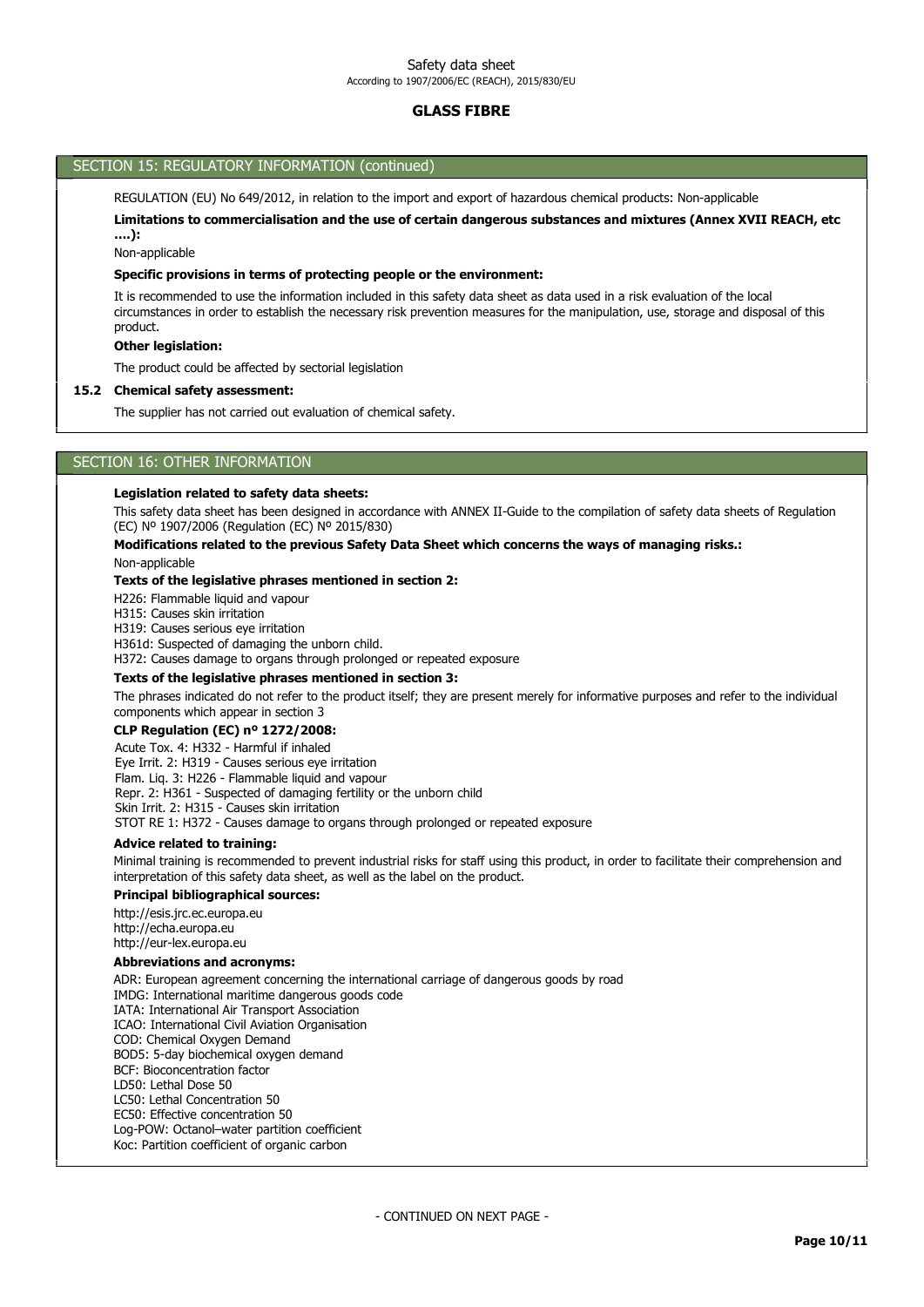## SECTION 15: REGULATORY INFORMATION (continued)

REGULATION (EU) No 649/2012, in relation to the import and export of hazardous chemical products: Non-applicable

**Limitations to commercialisation and the use of certain dangerous substances and mixtures (Annex XVII REACH, etc ....):**

Non-applicable

**Specific provisions in terms of protecting people or the environment:**

It is recommended to use the information included in this safety data sheet as data used in a risk evaluation of the local circumstances in order to establish the necessary risk prevention measures for the manipulation, use, storage and disposal of this product.

**Other legislation:**

The product could be affected by sectorial legislation

### 15.2 Chemical safety assessment:

The supplier has not carried out evaluation of chemical safety.

## SECTION 16: OTHER INFORMATION

**Legislation related to safety data sheets:**

This safety data sheet has been designed in accordance with ANNEX II-Guide to the compilation of safety data sheets of Regulation (EC) Nº 1907/2006 (Regulation (EC) Nº 2015/830)

**Modifications related to the previous Safety Data Sheet which concerns the ways of managing risks.:**

Non-applicable

**Texts of the legislative phrases mentioned in section 2:**

H226: Flammable liquid and vapour
H315: Causes skin irritation
H319: Causes serious eye irritation
H361d: Suspected of damaging the unborn child.
H372: Causes damage to organs through prolonged or repeated exposure

**Texts of the legislative phrases mentioned in section 3:**

The phrases indicated do not refer to the product itself; they are present merely for informative purposes and refer to the individual components which appear in section 3

**CLP Regulation (EC) nº 1272/2008:**

Acute Tox. 4: H332 - Harmful if inhaled
Eye Irrit. 2: H319 - Causes serious eye irritation
Flam. Liq. 3: H226 - Flammable liquid and vapour
Repr. 2: H361 - Suspected of damaging fertility or the unborn child
Skin Irrit. 2: H315 - Causes skin irritation
STOT RE 1: H372 - Causes damage to organs through prolonged or repeated exposure

**Advice related to training:**

Minimal training is recommended to prevent industrial risks for staff using this product, in order to facilitate their comprehension and interpretation of this safety data sheet, as well as the label on the product.

**Principal bibliographical sources:**

http://esis.jrc.ec.europa.eu
http://echa.europa.eu
http://eur-lex.europa.eu

**Abbreviations and acronyms:**

ADR: European agreement concerning the international carriage of dangerous goods by road
IMDG: International maritime dangerous goods code
IATA: International Air Transport Association
ICAO: International Civil Aviation Organisation
COD: Chemical Oxygen Demand
BOD5: 5-day biochemical oxygen demand
BCF: Bioconcentration factor
LD50: Lethal Dose 50
LC50: Lethal Concentration 50
EC50: Effective concentration 50
Log-POW: Octanol–water partition coefficient
Koc: Partition coefficient of organic carbon

- CONTINUED ON NEXT PAGE -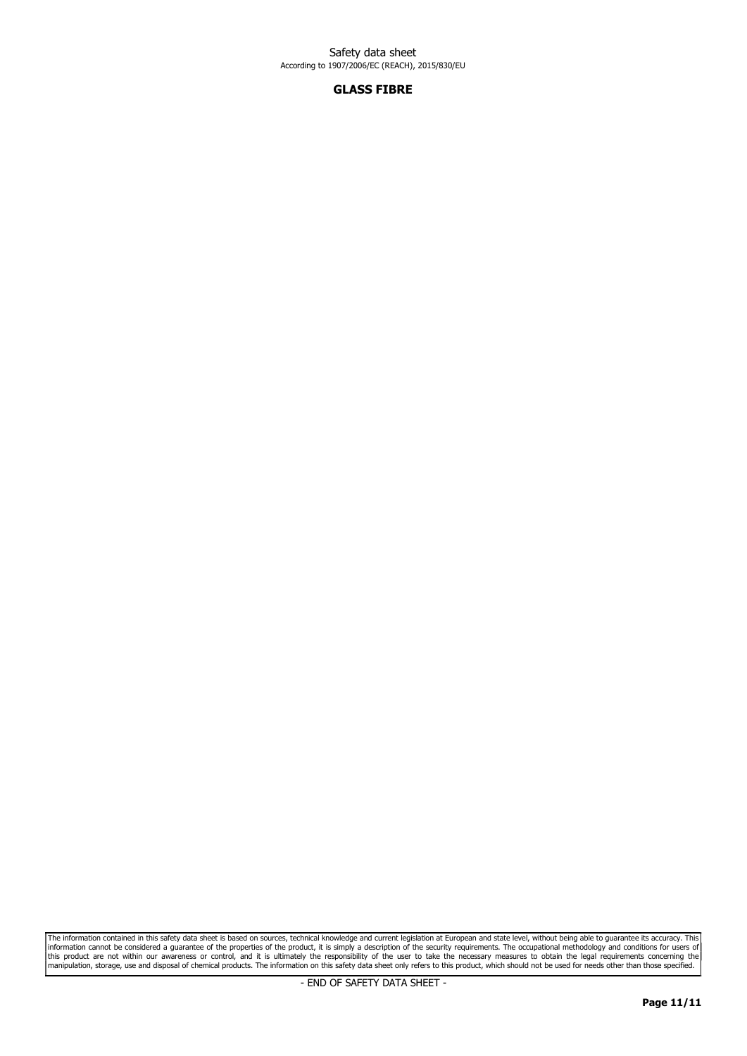The information contained in this safety data sheet is based on sources, technical knowledge and current legislation at European and state level, without being able to guarantee its accuracy. This information cannot be considered a guarantee of the properties of the product, it is simply a description of the security requirements. The occupational methodology and conditions for users of this product are not within our awareness or control, and it is ultimately the responsibility of the user to take the necessary measures to obtain the legal requirements concerning the manipulation, storage, use and disposal of chemical products. The information on this safety data sheet only refers to this product, which should not be used for needs other than those specified.

- END OF SAFETY DATA SHEET -